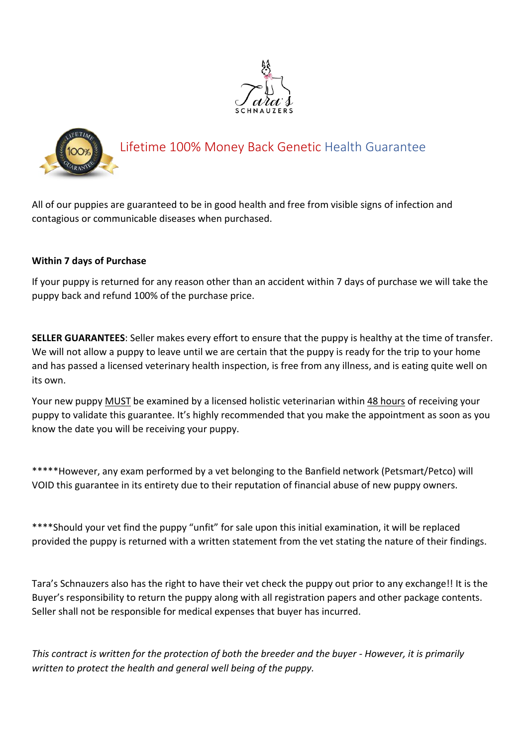Tara's SCHNAUZERS

# Lifetime 100% Money Back Genetic Health Guarantee

All of our puppies are guaranteed to be in good health and free from visible signs of infection and contagious or communicable diseases when purchased.

**Within 7 days of Purchase**

If your puppy is returned for any reason other than an accident within 7 days of purchase we will take the puppy back and refund 100% of the purchase price.

**SELLER GUARANTEES**: Seller makes every effort to ensure that the puppy is healthy at the time of transfer. We will not allow a puppy to leave until we are certain that the puppy is ready for the trip to your home and has passed a licensed veterinary health inspection, is free from any illness, and is eating quite well on its own.

Your new puppy <u>MUST</u> be examined by a licensed holistic veterinarian within <u>48 hours</u> of receiving your puppy to validate this guarantee. It's highly recommended that you make the appointment as soon as you know the date you will be receiving your puppy.

*****However, any exam performed by a vet belonging to the Banfield network (Petsmart/Petco) will VOID this guarantee in its entirety due to their reputation of financial abuse of new puppy owners.

****Should your vet find the puppy "unfit" for sale upon this initial examination, it will be replaced provided the puppy is returned with a written statement from the vet stating the nature of their findings.

Tara's Schnauzers also has the right to have their vet check the puppy out prior to any exchange!! It is the Buyer's responsibility to return the puppy along with all registration papers and other package contents. Seller shall not be responsible for medical expenses that buyer has incurred.

*This contract is written for the protection of both the breeder and the buyer - However, it is primarily written to protect the health and general well being of the puppy.*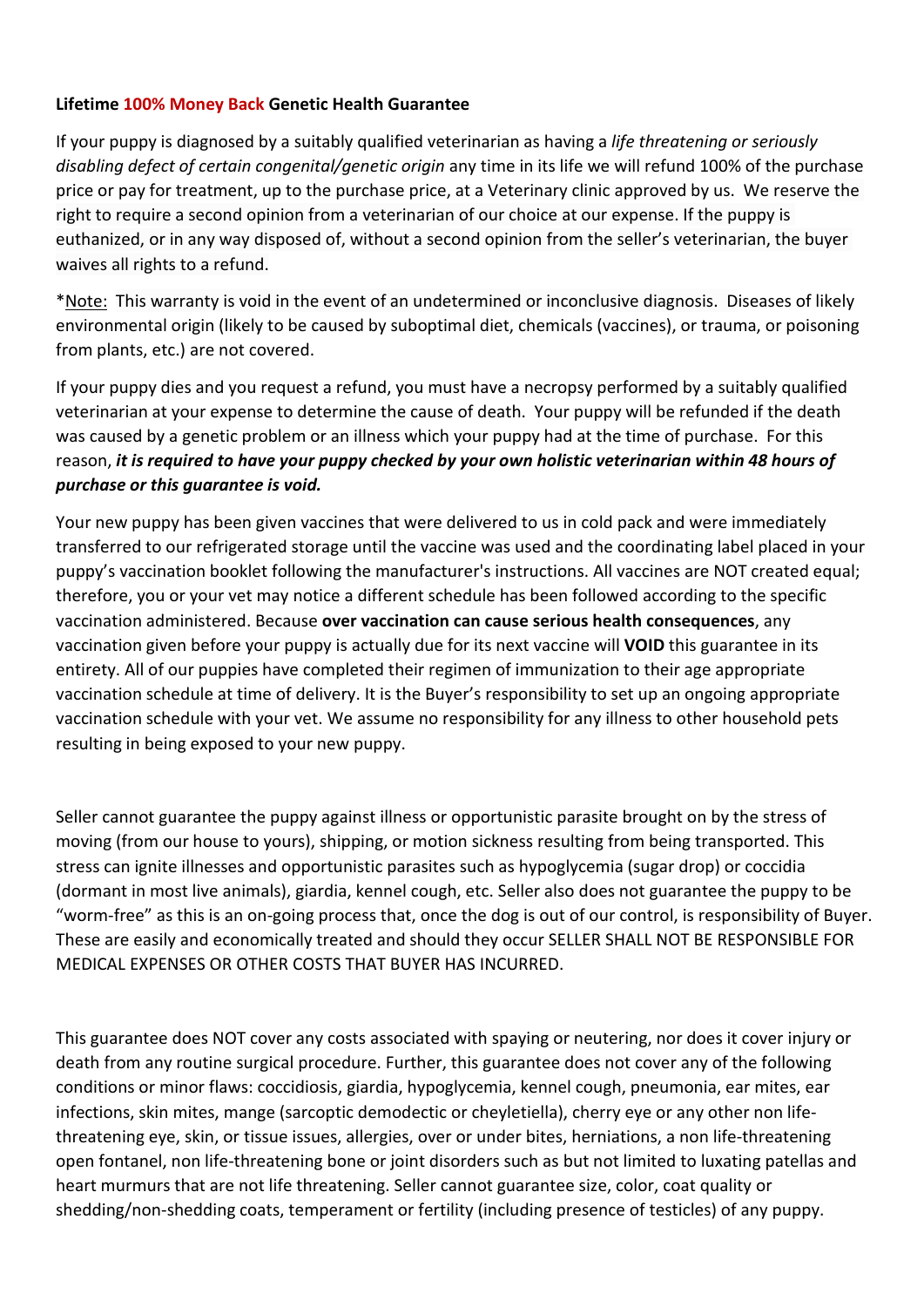**Lifetime 100% Money Back Genetic Health Guarantee**

If your puppy is diagnosed by a suitably qualified veterinarian as having a *life threatening or seriously disabling defect of certain congenital/genetic origin* any time in its life we will refund 100% of the purchase price or pay for treatment, up to the purchase price, at a Veterinary clinic approved by us. We reserve the right to require a second opinion from a veterinarian of our choice at our expense. If the puppy is euthanized, or in any way disposed of, without a second opinion from the seller's veterinarian, the buyer waives all rights to a refund.

*Note: This warranty is void in the event of an undetermined or inconclusive diagnosis. Diseases of likely environmental origin (likely to be caused by suboptimal diet, chemicals (vaccines), or trauma, or poisoning from plants, etc.) are not covered.

If your puppy dies and you request a refund, you must have a necropsy performed by a suitably qualified veterinarian at your expense to determine the cause of death. Your puppy will be refunded if the death was caused by a genetic problem or an illness which your puppy had at the time of purchase. For this reason, ***it is required to have your puppy checked by your own holistic veterinarian within 48 hours of purchase or this guarantee is void.***

Your new puppy has been given vaccines that were delivered to us in cold pack and were immediately transferred to our refrigerated storage until the vaccine was used and the coordinating label placed in your puppy's vaccination booklet following the manufacturer's instructions. All vaccines are NOT created equal; therefore, you or your vet may notice a different schedule has been followed according to the specific vaccination administered. Because **over vaccination can cause serious health consequences**, any vaccination given before your puppy is actually due for its next vaccine will **VOID** this guarantee in its entirety. All of our puppies have completed their regimen of immunization to their age appropriate vaccination schedule at time of delivery. It is the Buyer's responsibility to set up an ongoing appropriate vaccination schedule with your vet. We assume no responsibility for any illness to other household pets resulting in being exposed to your new puppy.

Seller cannot guarantee the puppy against illness or opportunistic parasite brought on by the stress of moving (from our house to yours), shipping, or motion sickness resulting from being transported. This stress can ignite illnesses and opportunistic parasites such as hypoglycemia (sugar drop) or coccidia (dormant in most live animals), giardia, kennel cough, etc. Seller also does not guarantee the puppy to be "worm-free" as this is an on-going process that, once the dog is out of our control, is responsibility of Buyer. These are easily and economically treated and should they occur SELLER SHALL NOT BE RESPONSIBLE FOR MEDICAL EXPENSES OR OTHER COSTS THAT BUYER HAS INCURRED.

This guarantee does NOT cover any costs associated with spaying or neutering, nor does it cover injury or death from any routine surgical procedure. Further, this guarantee does not cover any of the following conditions or minor flaws: coccidiosis, giardia, hypoglycemia, kennel cough, pneumonia, ear mites, ear infections, skin mites, mange (sarcoptic demodectic or cheyletiella), cherry eye or any other non life-threatening eye, skin, or tissue issues, allergies, over or under bites, herniations, a non life-threatening open fontanel, non life-threatening bone or joint disorders such as but not limited to luxating patellas and heart murmurs that are not life threatening. Seller cannot guarantee size, color, coat quality or shedding/non-shedding coats, temperament or fertility (including presence of testicles) of any puppy.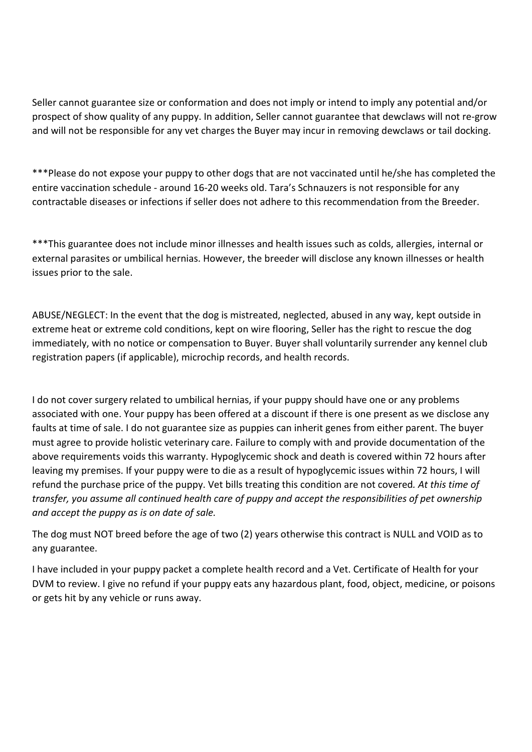Seller cannot guarantee size or conformation and does not imply or intend to imply any potential and/or prospect of show quality of any puppy. In addition, Seller cannot guarantee that dewclaws will not re-grow and will not be responsible for any vet charges the Buyer may incur in removing dewclaws or tail docking.

***Please do not expose your puppy to other dogs that are not vaccinated until he/she has completed the entire vaccination schedule - around 16-20 weeks old. Tara's Schnauzers is not responsible for any contractable diseases or infections if seller does not adhere to this recommendation from the Breeder.

***This guarantee does not include minor illnesses and health issues such as colds, allergies, internal or external parasites or umbilical hernias. However, the breeder will disclose any known illnesses or health issues prior to the sale.

ABUSE/NEGLECT: In the event that the dog is mistreated, neglected, abused in any way, kept outside in extreme heat or extreme cold conditions, kept on wire flooring, Seller has the right to rescue the dog immediately, with no notice or compensation to Buyer. Buyer shall voluntarily surrender any kennel club registration papers (if applicable), microchip records, and health records.

I do not cover surgery related to umbilical hernias, if your puppy should have one or any problems associated with one. Your puppy has been offered at a discount if there is one present as we disclose any faults at time of sale. I do not guarantee size as puppies can inherit genes from either parent. The buyer must agree to provide holistic veterinary care. Failure to comply with and provide documentation of the above requirements voids this warranty. Hypoglycemic shock and death is covered within 72 hours after leaving my premises. If your puppy were to die as a result of hypoglycemic issues within 72 hours, I will refund the purchase price of the puppy. Vet bills treating this condition are not covered. *At this time of transfer, you assume all continued health care of puppy and accept the responsibilities of pet ownership and accept the puppy as is on date of sale.*

The dog must NOT breed before the age of two (2) years otherwise this contract is NULL and VOID as to any guarantee.

I have included in your puppy packet a complete health record and a Vet. Certificate of Health for your DVM to review. I give no refund if your puppy eats any hazardous plant, food, object, medicine, or poisons or gets hit by any vehicle or runs away.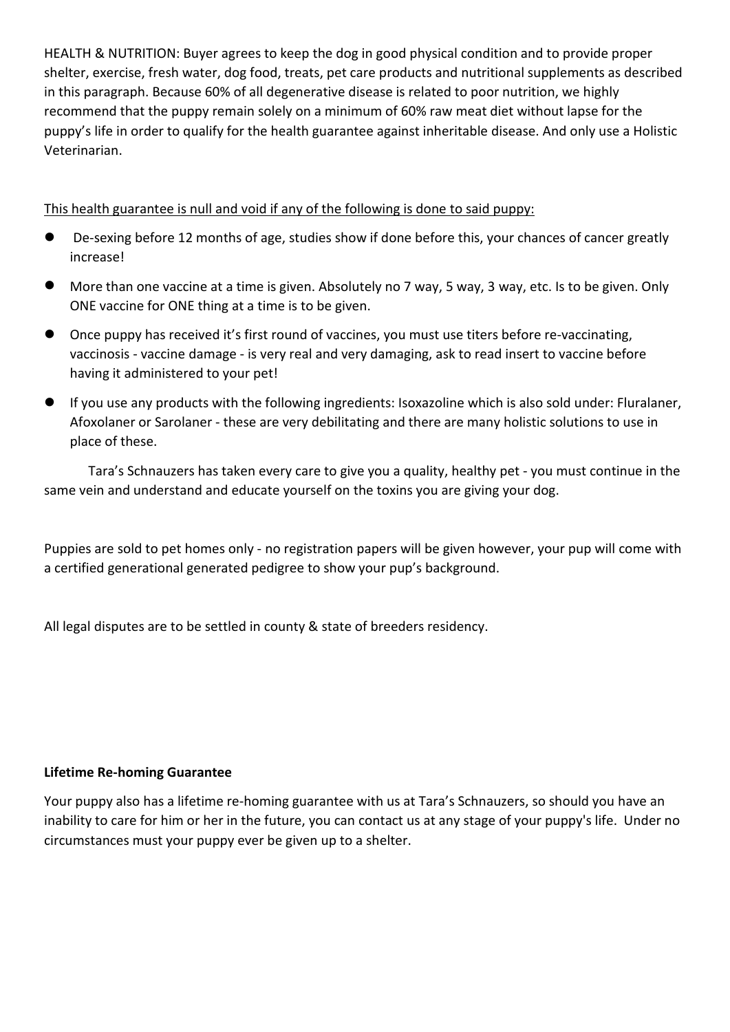HEALTH & NUTRITION: Buyer agrees to keep the dog in good physical condition and to provide proper shelter, exercise, fresh water, dog food, treats, pet care products and nutritional supplements as described in this paragraph. Because 60% of all degenerative disease is related to poor nutrition, we highly recommend that the puppy remain solely on a minimum of 60% raw meat diet without lapse for the puppy's life in order to qualify for the health guarantee against inheritable disease. And only use a Holistic Veterinarian.

<u>This health guarantee is null and void if any of the following is done to said puppy:</u>

- De-sexing before 12 months of age, studies show if done before this, your chances of cancer greatly increase!
- More than one vaccine at a time is given. Absolutely no 7 way, 5 way, 3 way, etc. Is to be given. Only ONE vaccine for ONE thing at a time is to be given.
- Once puppy has received it's first round of vaccines, you must use titers before re-vaccinating, vaccinosis - vaccine damage - is very real and very damaging, ask to read insert to vaccine before having it administered to your pet!
- If you use any products with the following ingredients: Isoxazoline which is also sold under: Fluralaner, Afoxolaner or Sarolaner - these are very debilitating and there are many holistic solutions to use in place of these.

Tara's Schnauzers has taken every care to give you a quality, healthy pet - you must continue in the same vein and understand and educate yourself on the toxins you are giving your dog.

Puppies are sold to pet homes only - no registration papers will be given however, your pup will come with a certified generational generated pedigree to show your pup's background.

All legal disputes are to be settled in county & state of breeders residency.

**Lifetime Re-homing Guarantee**

Your puppy also has a lifetime re-homing guarantee with us at Tara's Schnauzers, so should you have an inability to care for him or her in the future, you can contact us at any stage of your puppy's life. Under no circumstances must your puppy ever be given up to a shelter.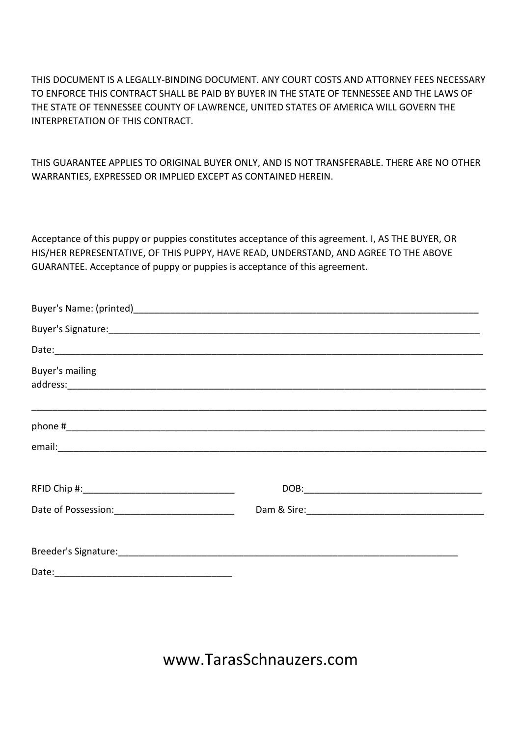THIS DOCUMENT IS A LEGALLY-BINDING DOCUMENT. ANY COURT COSTS AND ATTORNEY FEES NECESSARY TO ENFORCE THIS CONTRACT SHALL BE PAID BY BUYER IN THE STATE OF TENNESSEE AND THE LAWS OF THE STATE OF TENNESSEE COUNTY OF LAWRENCE, UNITED STATES OF AMERICA WILL GOVERN THE INTERPRETATION OF THIS CONTRACT.

THIS GUARANTEE APPLIES TO ORIGINAL BUYER ONLY, AND IS NOT TRANSFERABLE. THERE ARE NO OTHER WARRANTIES, EXPRESSED OR IMPLIED EXCEPT AS CONTAINED HEREIN.

Acceptance of this puppy or puppies constitutes acceptance of this agreement. I, AS THE BUYER, OR HIS/HER REPRESENTATIVE, OF THIS PUPPY, HAVE READ, UNDERSTAND, AND AGREE TO THE ABOVE GUARANTEE. Acceptance of puppy or puppies is acceptance of this agreement.

Buyer's Name: (printed)_______________________________________________________________

Buyer's Signature:____________________________________________________________________

Date:_____________________________________________________________________________

Buyer's mailing address:___________________________________________________________________

__________________________________________________________________________________

phone #___________________________________________________________________________

email:_____________________________________________________________________________

RFID Chip #:_____________________________ DOB:__________________________________

Date of Possession:_______________________ Dam & Sire:_____________________________

Breeder's Signature:_________________________________________________________

Date:__________________________________

www.TarasSchnauzers.com